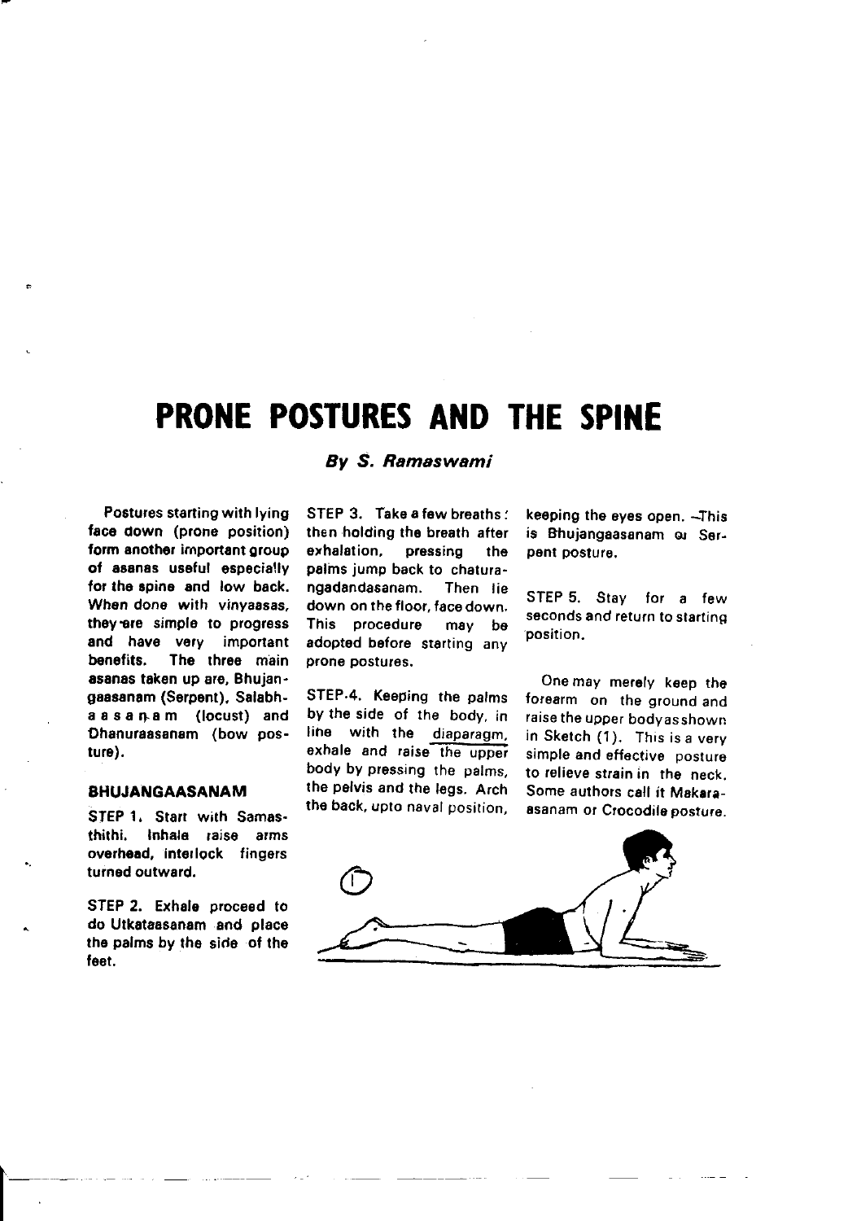# PRONE POSTURES AND THE SPINE

***By S. Ramaswami***

Postures starting with lying face down (prone position) form another important group of asanas useful especially for the spine and low back. When done with vinyaasas, they are simple to progress and have very important benefits. The three main asanas taken up are, Bhujangaasanam (Serpent), Salabhaasanam (locust) and Dhanuraasanam (bow posture).

## BHUJANGAASANAM

STEP 1. Start with Samasthithi. Inhale raise arms overhead, interlock fingers turned outward.

STEP 2. Exhale proceed to do Utkataasanam and place the palms by the side of the feet.

STEP 3. Take a few breaths: then holding the breath after exhalation, pressing the palms jump back to chaturangadandasanam. Then lie down on the floor, face down. This procedure may be adopted before starting any prone postures.

STEP 4. Keeping the palms by the side of the body, in line with the diaparagm, exhale and raise the upper body by pressing the palms, the pelvis and the legs. Arch the back, upto naval position, keeping the eyes open. This is Bhujangaasanam or Serpent posture.

STEP 5. Stay for a few seconds and return to starting position.

One may merely keep the forearm on the ground and raise the upper body as shown in Sketch (1). This is a very simple and effective posture to relieve strain in the neck. Some authors call it Makaraasanam or Crocodile posture.

1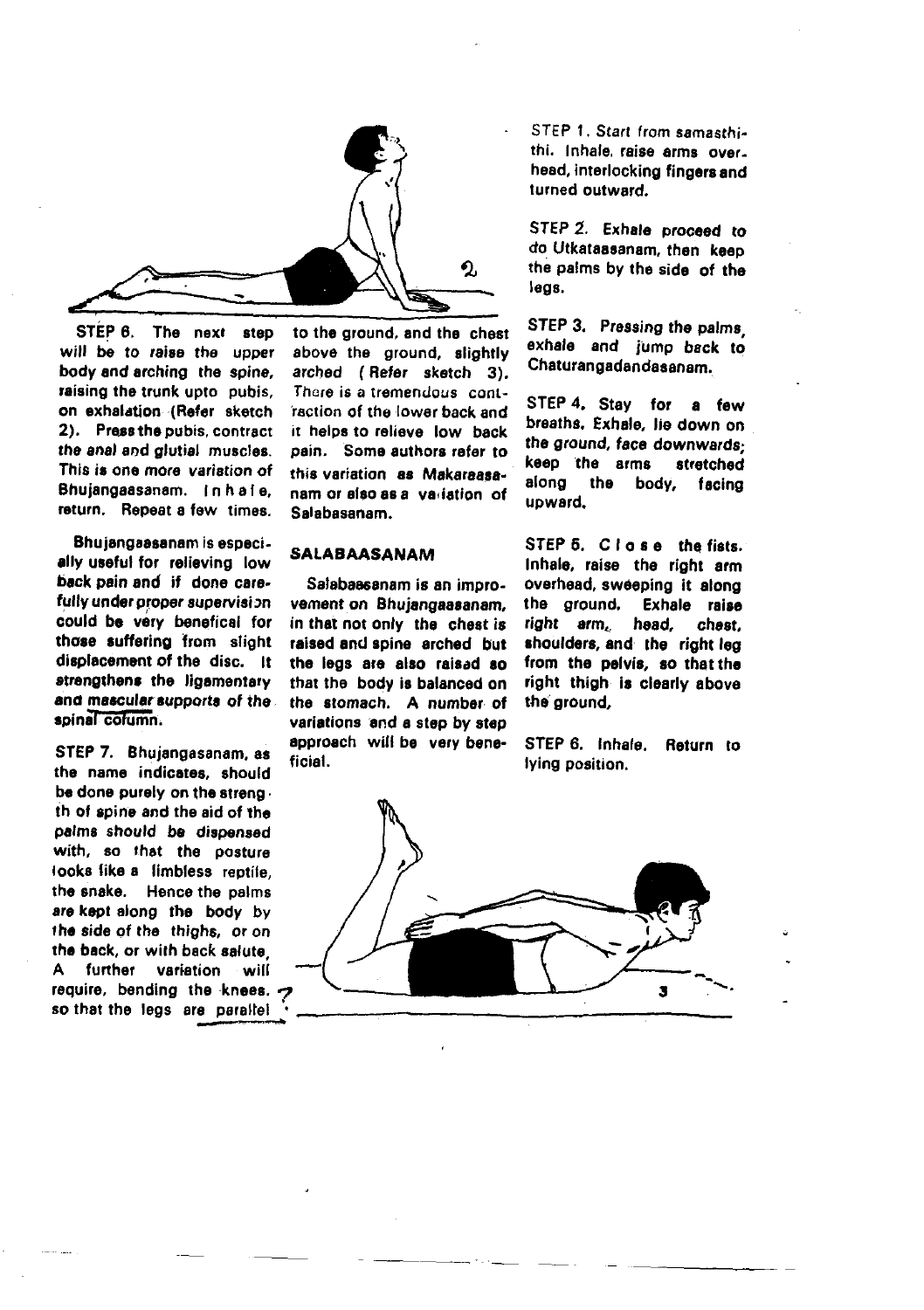STEP 6. The next step will be to raise the upper body and arching the spine, raising the trunk upto pubis, on exhalation (Refer sketch 2). Press the pubis, contract the anal and glutial muscles. This is one more variation of Bhujangaasanam. I n h a l e, return. Repeat a few times.

Bhujangaasanam is especially useful for relieving low back pain and if done carefully under proper supervision could be very benefical for those suffering from slight displacement of the disc. It strengthens the ligamentary and mascular supports of the spinal column.

STEP 7. Bhujangasanam, as the name indicates, should be done purely on the strength of spine and the aid of the palms should be dispensed with, so that the posture looks like a limbless reptile, the snake. Hence the palms are kept along the body by the side of the thighs, or on the back, or with back salute. A further variation will require, bending the knees. so that the legs are parallel to the ground, and the chest above the ground, slightly arched (Refer sketch 3). There is a tremendous contraction of the lower back and it helps to relieve low back pain. Some authors refer to this variation as Makaraasanam or also as a variation of Salabasanam.

## SALABAASANAM

Salabaasanam is an improvement on Bhujangaasanam, in that not only the chest is raised and spine arched but the legs are also raised so that the body is balanced on the stomach. A number of variations and a step by step approach will be very beneficial.

STEP 1. Start from samasthithi. Inhale, raise arms overhead, interlocking fingers and turned outward.

STEP 2. Exhale proceed to do Utkataasanam, then keep the palms by the side of the legs.

STEP 3. Pressing the palms, exhale and jump back to Chaturangadandasanam.

STEP 4. Stay for a few breaths. Exhale, lie down on the ground, face downwards; keep the arms stretched along the body, facing upward.

STEP 5. C l o s e the fists. Inhale, raise the right arm overhead, sweeping it along the ground. Exhale raise right arm, head, chest, shoulders, and the right leg from the pelvis, so that the right thigh is clearly above the ground,

STEP 6. Inhale. Return to lying position.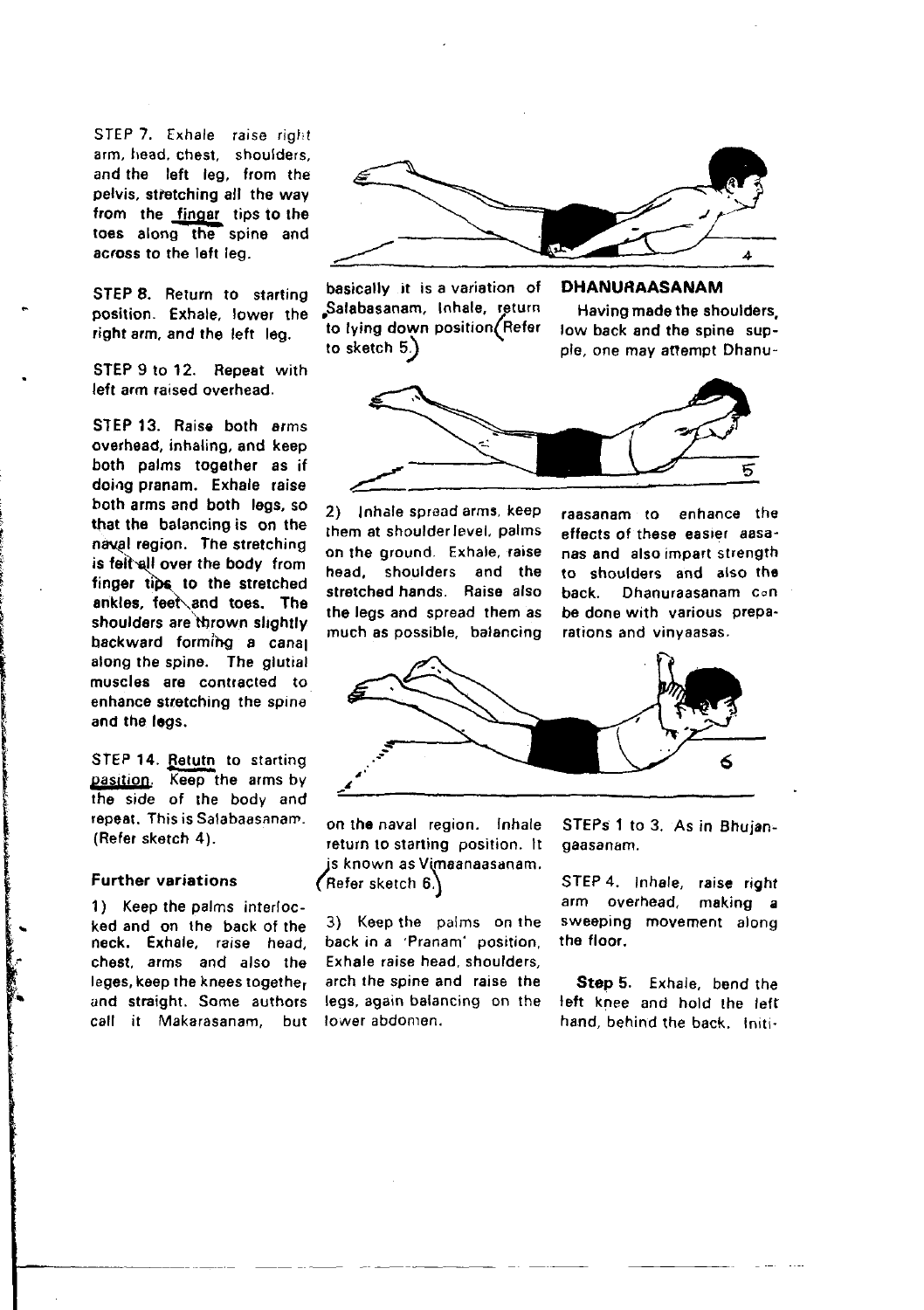STEP 7. Exhale raise right arm, head, chest, shoulders, and the left leg, from the pelvis, stretching all the way from the finger tips to the toes along the spine and across to the left leg.

STEP 8. Return to starting position. Exhale, lower the right arm, and the left leg.

STEP 9 to 12. Repeat with left arm raised overhead.

STEP 13. Raise both arms overhead, inhaling, and keep both palms together as if doing pranam. Exhale raise both arms and both legs, so that the balancing is on the naval region. The stretching is felt all over the body from finger tips to the stretched ankles, feet and toes. The shoulders are thrown slightly backward forming a canal along the spine. The glutial muscles are contracted to enhance stretching the spine and the legs.

STEP 14. Retutn to starting pasition. Keep the arms by the side of the body and repeat. This is Salabaasanam. (Refer sketch 4).

#### Further variations

1) Keep the palms interlocked and on the back of the neck. Exhale, raise head, chest, arms and also the leges, keep the knees togethe, and straight. Some authors call it Makarasanam, but basically it is a variation of Salabasanam, Inhale, return to lying down position (Refer to sketch 5.)

2) Inhale spread arms, keep them at shoulder level, palms on the ground. Exhale, raise head, shoulders and the stretched hands. Raise also the legs and spread them as much as possible, balancing on the naval region. Inhale return to starting position. It is known as Vimaanaasanam. (Refer sketch 6.)

3) Keep the palms on the back in a 'Pranam' position, Exhale raise head, shoulders, arch the spine and raise the legs, again balancing on the lower abdomen.

### DHANURAASANAM

Having made the shoulders, low back and the spine supple, one may attempt Dhanuraasanam to enhance the effects of these easier aasanas and also impart strength to shoulders and also the back. Dhanuraasanam can be done with various preparations and vinyaasas.

STEPs 1 to 3. As in Bhujangaasanam.

STEP 4. Inhale, raise right arm overhead, making a sweeping movement along the floor.

**Step 5.** Exhale, bend the left knee and hold the left hand, behind the back. Initi-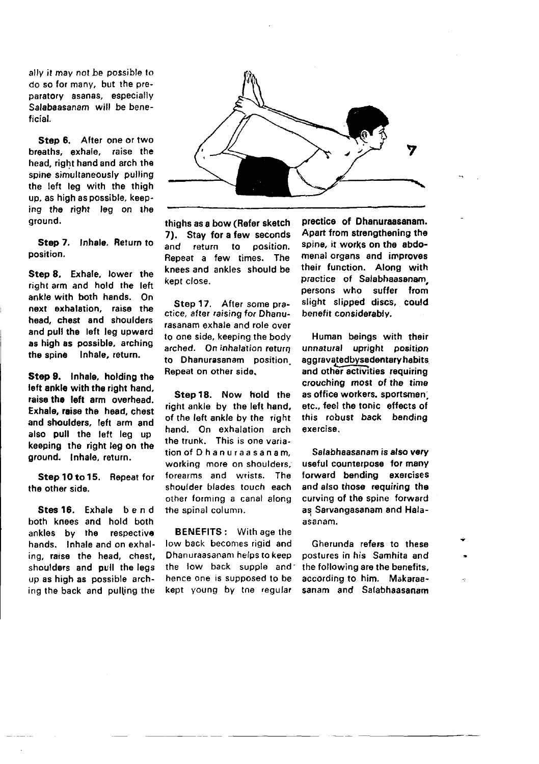ally it may not be possible to do so for many, but the preparatory asanas, especially Salabaasanam will be beneficial.

**Step 6.** After one or two breaths, exhale, raise the head, right hand and arch the spine simultaneously pulling the left leg with the thigh up, as high as possible, keeping the right leg on the ground.

**Step 7.** Inhale. Return to position.

**Step 8.** Exhale, lower the right arm and hold the left ankle with both hands. On next exhalation, raise the head, chest and shoulders and pull the left leg upward as high as possible, arching the spine Inhale, return.

**Step 9. Inhale, holding the left ankle with the right hand, raise the left arm overhead. Exhale, raise the head, chest and shoulders, left arm and also pull the left leg up keeping the right leg on the ground. Inhale, return.**

**Step 10 to 15.** Repeat for the other side.

**Stes 16.** Exhale bend both knees and hold both ankles by the respective hands. Inhale and on exhaling, raise the head, chest, shoulders and pull the legs up as high as possible arching the back and pulling the thighs as a bow (Refer sketch 7). Stay for a few seconds and return to position. Repeat a few times. The knees and ankles should be kept close.

**Step 17.** After some practice, after raising for Dhanurasanam exhale and role over to one side, keeping the body arched. On inhalation return to Dhanurasanam position. Repeat on other side.

**Step 18.** Now hold the right ankle by the left hand, of the left ankle by the right hand. On exhalation arch the trunk. This is one variation of Dhanuraasanam, working more on shoulders, forearms and wrists. The shoulder blades touch each other forming a canal along the spinal column.

**BENEFITS :** With age the low back becomes rigid and Dhanuraasanam helps to keep the low back supple and hence one is supposed to be kept young by tne regular **prectice of Dhanuraasanam.** Apart from strengthening the spine, it works on the abdomenal organs and improves their function. Along with practice of Salabhaasanam, persons who suffer from slight slipped discs, could benefit considerably.

Human beings with their unnatural upright position aggravatedbysedentaryhabits and other activities requiring crouching most of the time as office workers, sportsmen, etc., feel the tonic effects of this robust back bending exercise.

Salabhaasanam is also very useful counterpose for many forward bending exercises and also those requiring the curving of the spine forward as Sarvangasanam and Halaasanam.

Gherunda refers to these postures in his Samhita and the following are the benefits, according to him. Makaraasanam and Salabhaasanam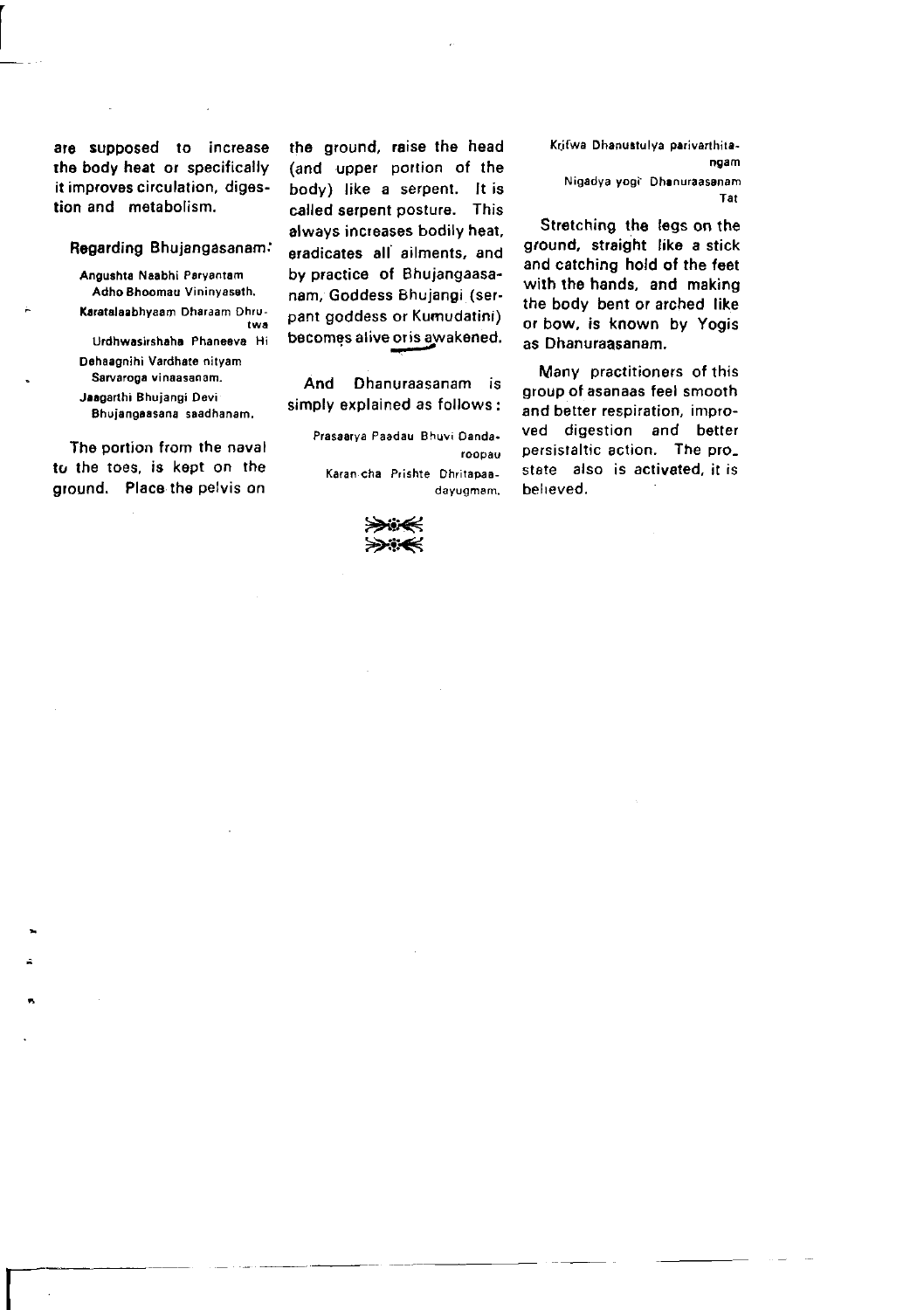are supposed to increase the body heat or specifically it improves circulation, digestion and metabolism.

Regarding Bhujangasanam:

Angushta Naabhi Paryantam
Adho Bhoomau Vininyaseth.
Karatalaabhyaam Dharaam Dhrutwa
Urdhwasirshaha Phaneeva Hi
Dehaagnihi Vardhate nityam
Sarvaroga vinaasanam.
Jaagarthi Bhujangi Devi
Bhujangaasana saadhanam.

The portion from the naval to the toes, is kept on the ground. Place the pelvis on the ground, raise the head (and upper portion of the body) like a serpent. It is called serpent posture. This always increases bodily heat, eradicates all ailments, and by practice of Bhujangaasanam, Goddess Bhujangi (serpant goddess or Kumudatini) becomes alive or is awakened.

And Dhanuraasanam is simply explained as follows:

Prasaarya Paadau Bhuvi Dandaroopau
Karan cha Prishte Dhritapaadayugmam.
Kritwa Dhanustulya parivarthitangam
Nigadya yogi Dhanuraasanam Tat

Stretching the legs on the ground, straight like a stick and catching hold of the feet with the hands, and making the body bent or arched like or bow, is known by Yogis as Dhanuraasanam.

Many practitioners of this group of asanaas feel smooth and better respiration, improved digestion and better persistaltic action. The prostate also is activated, it is believed.